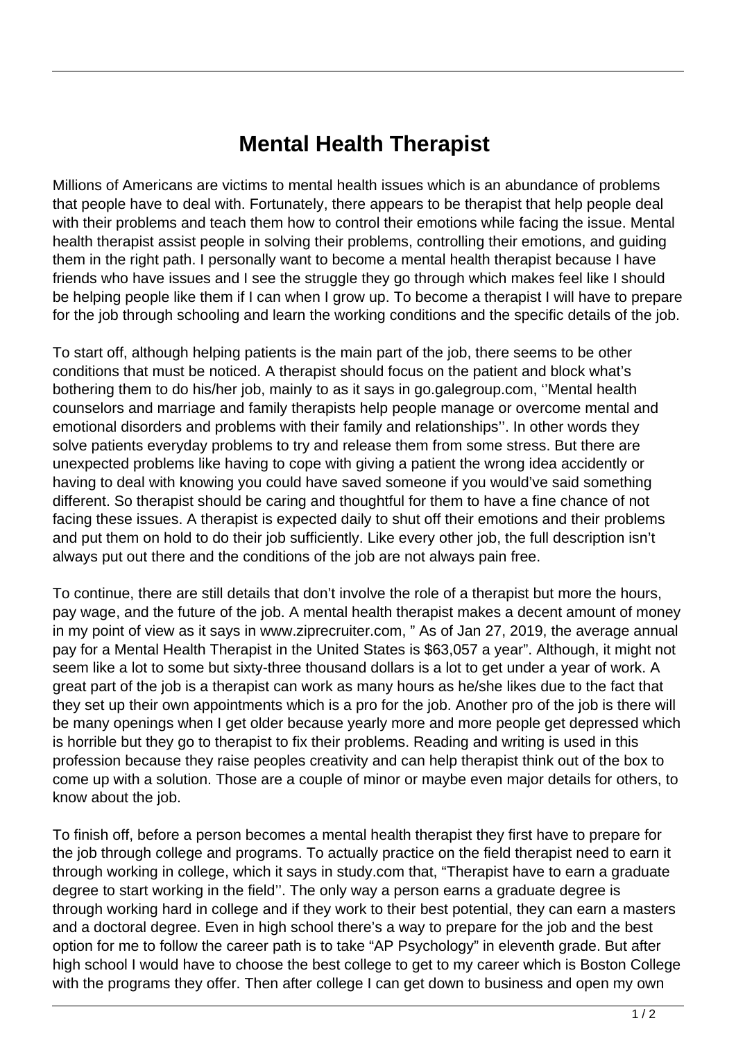# Mental Health Therapist

Millions of Americans are victims to mental health issues which is an abundance of problems that people have to deal with. Fortunately, there appears to be therapist that help people deal with their problems and teach them how to control their emotions while facing the issue. Mental health therapist assist people in solving their problems, controlling their emotions, and guiding them in the right path. I personally want to become a mental health therapist because I have friends who have issues and I see the struggle they go through which makes feel like I should be helping people like them if I can when I grow up. To become a therapist I will have to prepare for the job through schooling and learn the working conditions and the specific details of the job.

To start off, although helping patients is the main part of the job, there seems to be other conditions that must be noticed. A therapist should focus on the patient and block what's bothering them to do his/her job, mainly to as it says in go.galegroup.com, ''Mental health counselors and marriage and family therapists help people manage or overcome mental and emotional disorders and problems with their family and relationships''. In other words they solve patients everyday problems to try and release them from some stress. But there are unexpected problems like having to cope with giving a patient the wrong idea accidently or having to deal with knowing you could have saved someone if you would've said something different. So therapist should be caring and thoughtful for them to have a fine chance of not facing these issues. A therapist is expected daily to shut off their emotions and their problems and put them on hold to do their job sufficiently. Like every other job, the full description isn't always put out there and the conditions of the job are not always pain free.

To continue, there are still details that don't involve the role of a therapist but more the hours, pay wage, and the future of the job. A mental health therapist makes a decent amount of money in my point of view as it says in www.ziprecruiter.com, " As of Jan 27, 2019, the average annual pay for a Mental Health Therapist in the United States is $63,057 a year". Although, it might not seem like a lot to some but sixty-three thousand dollars is a lot to get under a year of work. A great part of the job is a therapist can work as many hours as he/she likes due to the fact that they set up their own appointments which is a pro for the job. Another pro of the job is there will be many openings when I get older because yearly more and more people get depressed which is horrible but they go to therapist to fix their problems. Reading and writing is used in this profession because they raise peoples creativity and can help therapist think out of the box to come up with a solution. Those are a couple of minor or maybe even major details for others, to know about the job.

To finish off, before a person becomes a mental health therapist they first have to prepare for the job through college and programs. To actually practice on the field therapist need to earn it through working in college, which it says in study.com that, "Therapist have to earn a graduate degree to start working in the field''. The only way a person earns a graduate degree is through working hard in college and if they work to their best potential, they can earn a masters and a doctoral degree. Even in high school there's a way to prepare for the job and the best option for me to follow the career path is to take "AP Psychology" in eleventh grade. But after high school I would have to choose the best college to get to my career which is Boston College with the programs they offer. Then after college I can get down to business and open my own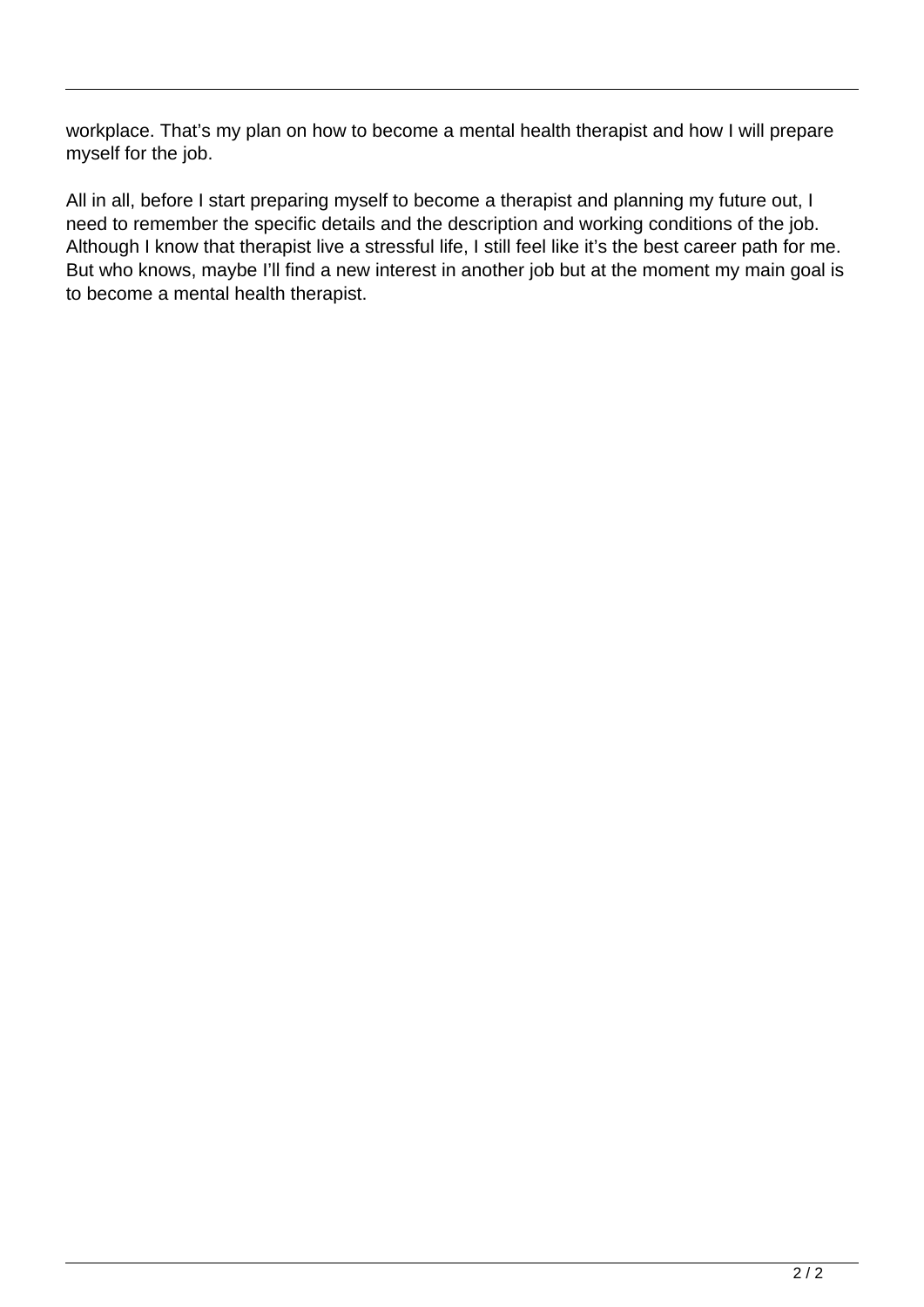workplace. That's my plan on how to become a mental health therapist and how I will prepare myself for the job.

All in all, before I start preparing myself to become a therapist and planning my future out, I need to remember the specific details and the description and working conditions of the job. Although I know that therapist live a stressful life, I still feel like it's the best career path for me. But who knows, maybe I'll find a new interest in another job but at the moment my main goal is to become a mental health therapist.